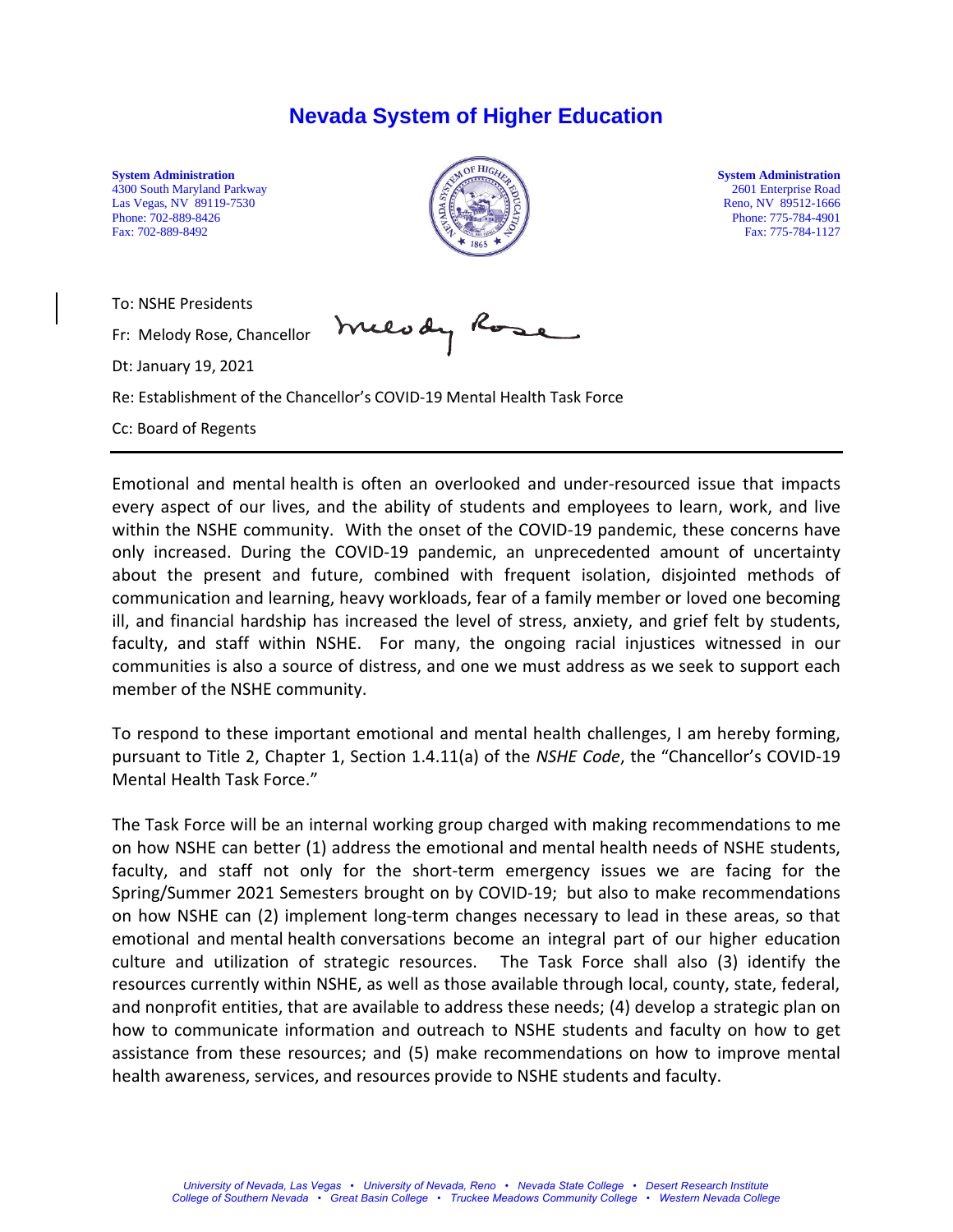# Nevada System of Higher Education

**System Administration**
4300 South Maryland Parkway
Las Vegas, NV 89119-7530
Phone: 702-889-8426
Fax: 702-889-8492

**System Administration**
2601 Enterprise Road
Reno, NV 89512-1666
Phone: 775-784-4901
Fax: 775-784-1127

To: NSHE Presidents

Fr: Melody Rose, Chancellor

Dt: January 19, 2021

Re: Establishment of the Chancellor's COVID-19 Mental Health Task Force

Cc: Board of Regents

---

Emotional and mental health is often an overlooked and under-resourced issue that impacts every aspect of our lives, and the ability of students and employees to learn, work, and live within the NSHE community. With the onset of the COVID-19 pandemic, these concerns have only increased. During the COVID-19 pandemic, an unprecedented amount of uncertainty about the present and future, combined with frequent isolation, disjointed methods of communication and learning, heavy workloads, fear of a family member or loved one becoming ill, and financial hardship has increased the level of stress, anxiety, and grief felt by students, faculty, and staff within NSHE. For many, the ongoing racial injustices witnessed in our communities is also a source of distress, and one we must address as we seek to support each member of the NSHE community.

To respond to these important emotional and mental health challenges, I am hereby forming, pursuant to Title 2, Chapter 1, Section 1.4.11(a) of the *NSHE Code*, the "Chancellor's COVID-19 Mental Health Task Force."

The Task Force will be an internal working group charged with making recommendations to me on how NSHE can better (1) address the emotional and mental health needs of NSHE students, faculty, and staff not only for the short-term emergency issues we are facing for the Spring/Summer 2021 Semesters brought on by COVID-19; but also to make recommendations on how NSHE can (2) implement long-term changes necessary to lead in these areas, so that emotional and mental health conversations become an integral part of our higher education culture and utilization of strategic resources. The Task Force shall also (3) identify the resources currently within NSHE, as well as those available through local, county, state, federal, and nonprofit entities, that are available to address these needs; (4) develop a strategic plan on how to communicate information and outreach to NSHE students and faculty on how to get assistance from these resources; and (5) make recommendations on how to improve mental health awareness, services, and resources provide to NSHE students and faculty.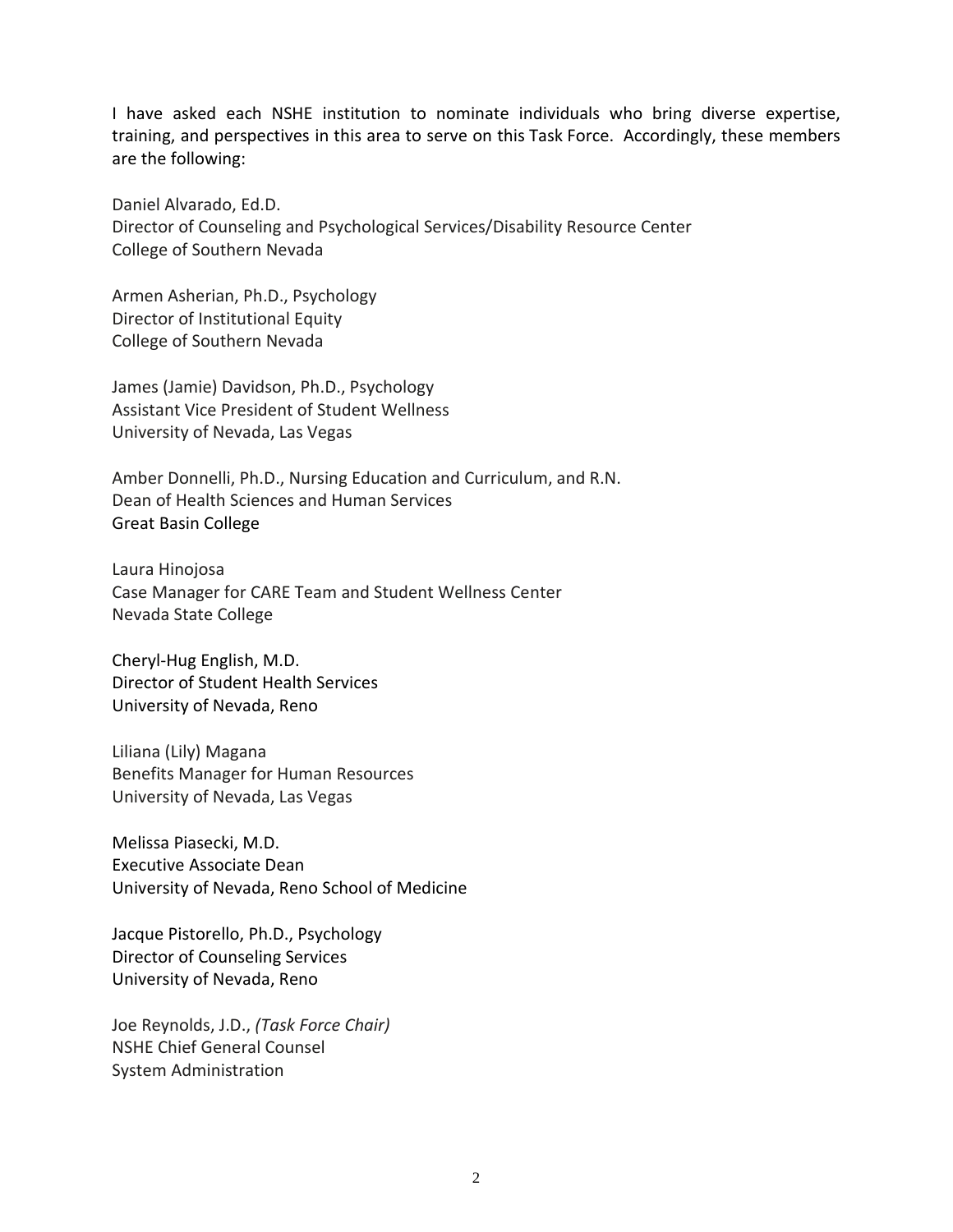I have asked each NSHE institution to nominate individuals who bring diverse expertise, training, and perspectives in this area to serve on this Task Force. Accordingly, these members are the following:

Daniel Alvarado, Ed.D.  
Director of Counseling and Psychological Services/Disability Resource Center  
College of Southern Nevada

Armen Asherian, Ph.D., Psychology  
Director of Institutional Equity  
College of Southern Nevada

James (Jamie) Davidson, Ph.D., Psychology  
Assistant Vice President of Student Wellness  
University of Nevada, Las Vegas

Amber Donnelli, Ph.D., Nursing Education and Curriculum, and R.N.  
Dean of Health Sciences and Human Services  
Great Basin College

Laura Hinojosa  
Case Manager for CARE Team and Student Wellness Center  
Nevada State College

Cheryl-Hug English, M.D.  
Director of Student Health Services  
University of Nevada, Reno

Liliana (Lily) Magana  
Benefits Manager for Human Resources  
University of Nevada, Las Vegas

Melissa Piasecki, M.D.  
Executive Associate Dean  
University of Nevada, Reno School of Medicine

Jacque Pistorello, Ph.D., Psychology  
Director of Counseling Services  
University of Nevada, Reno

Joe Reynolds, J.D., *(Task Force Chair)*  
NSHE Chief General Counsel  
System Administration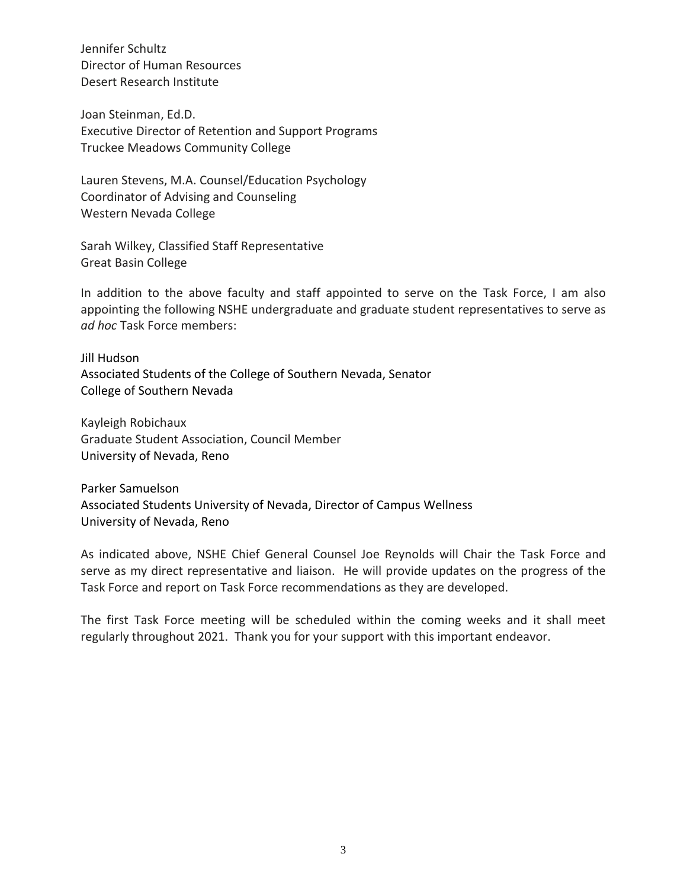Jennifer Schultz
Director of Human Resources
Desert Research Institute

Joan Steinman, Ed.D.
Executive Director of Retention and Support Programs
Truckee Meadows Community College

Lauren Stevens, M.A. Counsel/Education Psychology
Coordinator of Advising and Counseling
Western Nevada College

Sarah Wilkey, Classified Staff Representative
Great Basin College

In addition to the above faculty and staff appointed to serve on the Task Force, I am also appointing the following NSHE undergraduate and graduate student representatives to serve as *ad hoc* Task Force members:

Jill Hudson
Associated Students of the College of Southern Nevada, Senator
College of Southern Nevada

Kayleigh Robichaux
Graduate Student Association, Council Member
University of Nevada, Reno

Parker Samuelson
Associated Students University of Nevada, Director of Campus Wellness
University of Nevada, Reno

As indicated above, NSHE Chief General Counsel Joe Reynolds will Chair the Task Force and serve as my direct representative and liaison. He will provide updates on the progress of the Task Force and report on Task Force recommendations as they are developed.

The first Task Force meeting will be scheduled within the coming weeks and it shall meet regularly throughout 2021. Thank you for your support with this important endeavor.